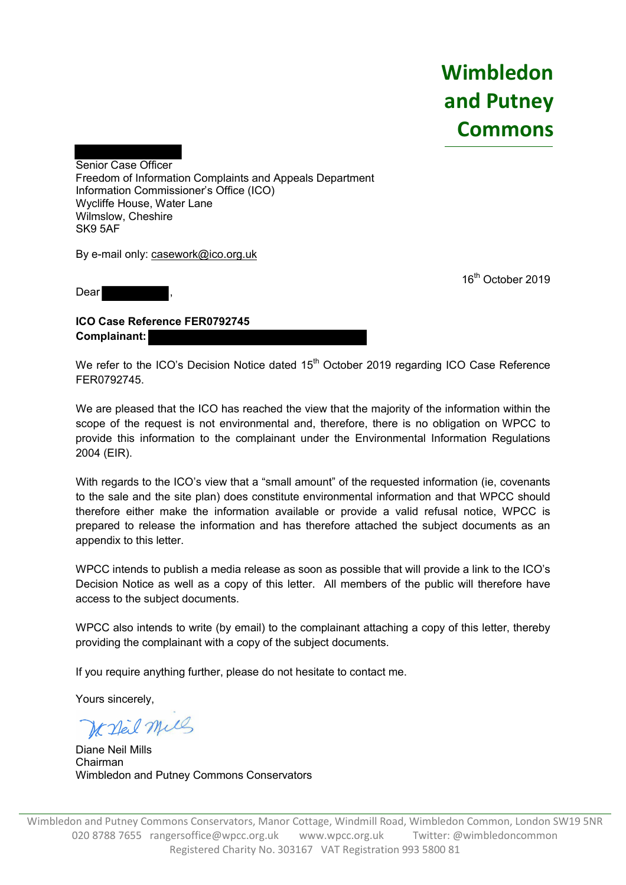**Wimbledon and Putney Commons**

Senior Case Officer
Freedom of Information Complaints and Appeals Department
Information Commissioner's Office (ICO)
Wycliffe House, Water Lane
Wilmslow, Cheshire
SK9 5AF

By e-mail only: casework@ico.org.uk

16th October 2019

Dear ,

**ICO Case Reference FER0792745**
**Complainant:**

We refer to the ICO's Decision Notice dated 15th October 2019 regarding ICO Case Reference FER0792745.

We are pleased that the ICO has reached the view that the majority of the information within the scope of the request is not environmental and, therefore, there is no obligation on WPCC to provide this information to the complainant under the Environmental Information Regulations 2004 (EIR).

With regards to the ICO's view that a "small amount" of the requested information (ie, covenants to the sale and the site plan) does constitute environmental information and that WPCC should therefore either make the information available or provide a valid refusal notice, WPCC is prepared to release the information and has therefore attached the subject documents as an appendix to this letter.

WPCC intends to publish a media release as soon as possible that will provide a link to the ICO's Decision Notice as well as a copy of this letter. All members of the public will therefore have access to the subject documents.

WPCC also intends to write (by email) to the complainant attaching a copy of this letter, thereby providing the complainant with a copy of the subject documents.

If you require anything further, please do not hesitate to contact me.

Yours sincerely,

Diane Neil Mills
Chairman
Wimbledon and Putney Commons Conservators

Wimbledon and Putney Commons Conservators, Manor Cottage, Windmill Road, Wimbledon Common, London SW19 5NR
020 8788 7655 rangersoffice@wpcc.org.uk www.wpcc.org.uk Twitter: @wimbledoncommon
Registered Charity No. 303167 VAT Registration 993 5800 81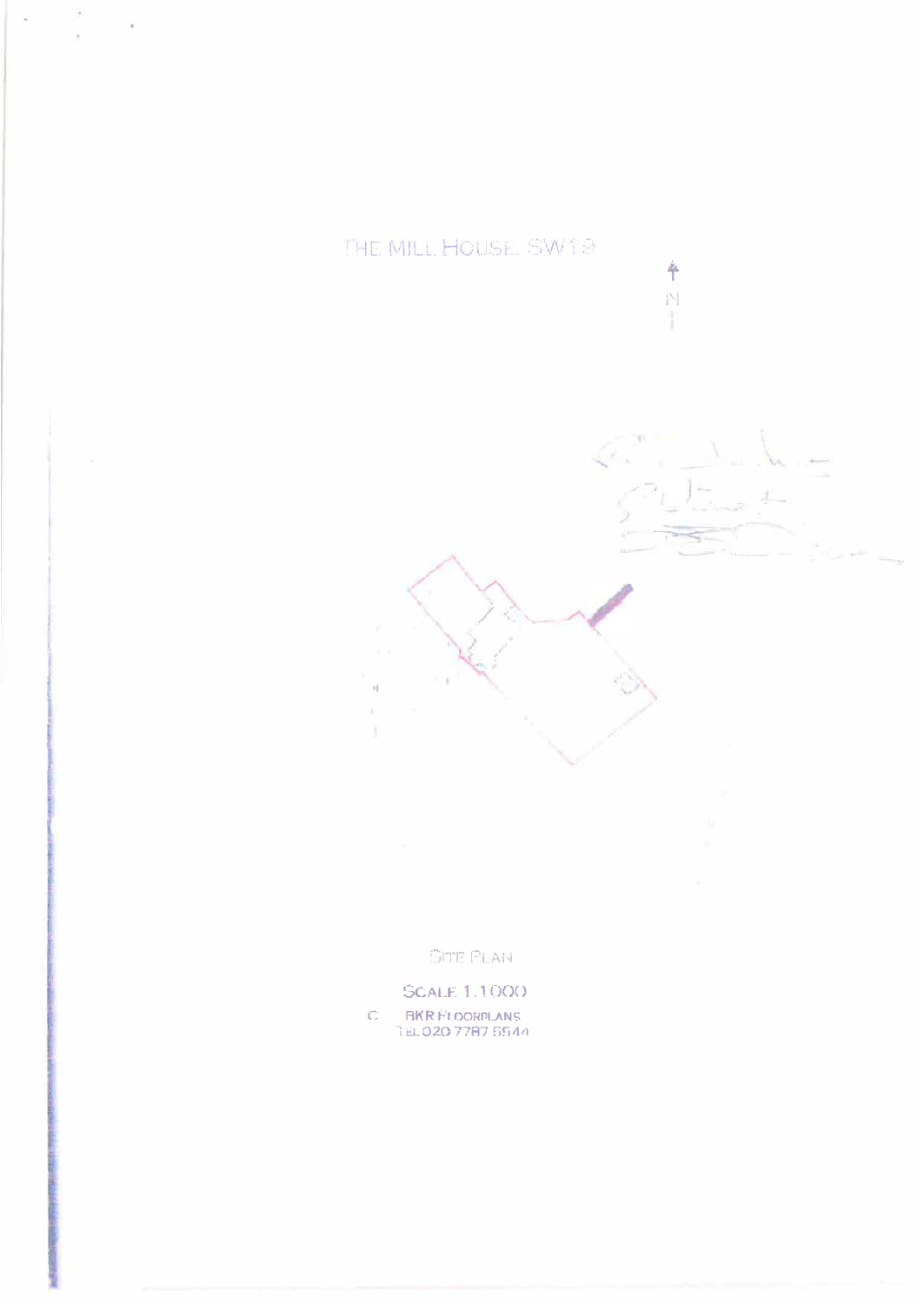THE MILL HOUSE, SW19

N

SITE PLAN

SCALE 1:1000

C BKR FLOORPLANS
TEL 020 7787 5544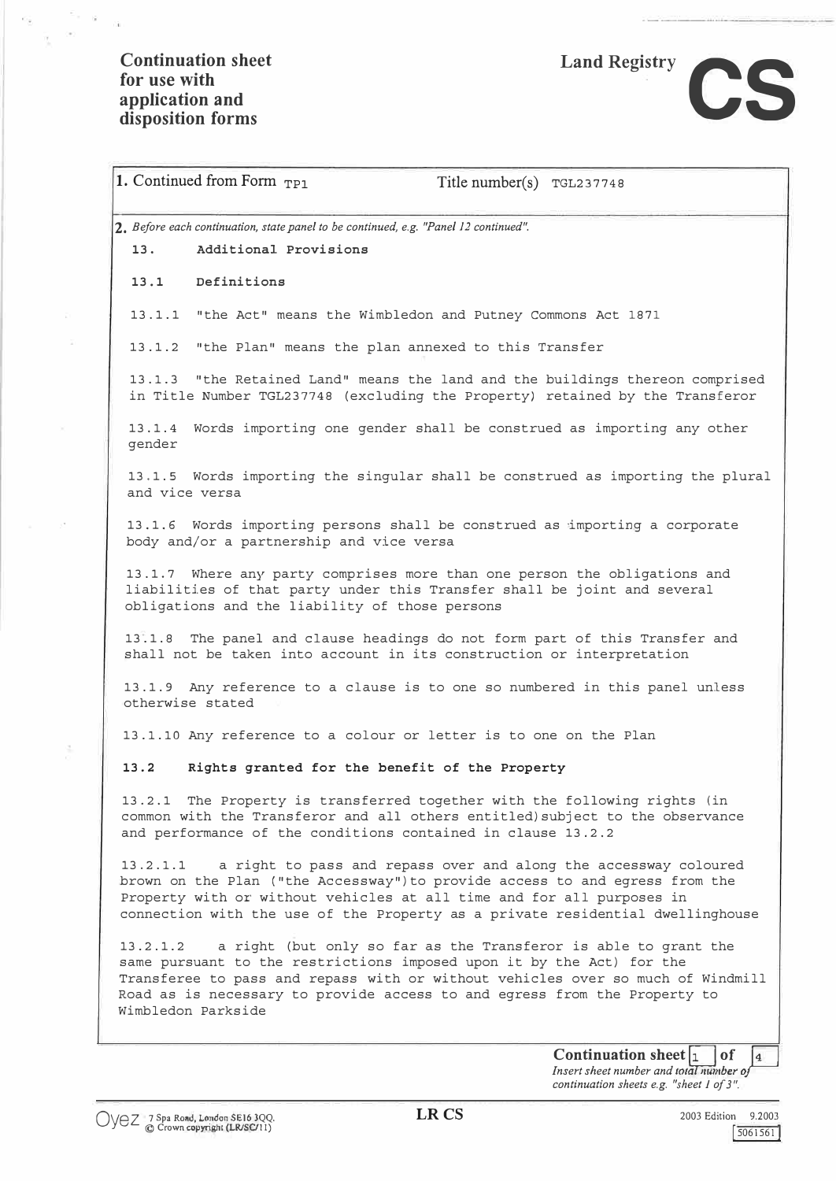# Continuation sheet for use with application and disposition forms

**Land Registry** **CS**

1. Continued from Form TP1 Title number(s) TGL237748

2. *Before each continuation, state panel to be continued, e.g. "Panel 12 continued".*

**13. Additional Provisions**

**13.1 Definitions**

13.1.1 "the Act" means the Wimbledon and Putney Commons Act 1871

13.1.2 "the Plan" means the plan annexed to this Transfer

13.1.3 "the Retained Land" means the land and the buildings thereon comprised in Title Number TGL237748 (excluding the Property) retained by the Transferor

13.1.4 Words importing one gender shall be construed as importing any other gender

13.1.5 Words importing the singular shall be construed as importing the plural and vice versa

13.1.6 Words importing persons shall be construed as importing a corporate body and/or a partnership and vice versa

13.1.7 Where any party comprises more than one person the obligations and liabilities of that party under this Transfer shall be joint and several obligations and the liability of those persons

13.1.8 The panel and clause headings do not form part of this Transfer and shall not be taken into account in its construction or interpretation

13.1.9 Any reference to a clause is to one so numbered in this panel unless otherwise stated

13.1.10 Any reference to a colour or letter is to one on the Plan

**13.2 Rights granted for the benefit of the Property**

13.2.1 The Property is transferred together with the following rights (in common with the Transferor and all others entitled) subject to the observance and performance of the conditions contained in clause 13.2.2

13.2.1.1 a right to pass and repass over and along the accessway coloured brown on the Plan ("the Accessway") to provide access to and egress from the Property with or without vehicles at all time and for all purposes in connection with the use of the Property as a private residential dwellinghouse

13.2.1.2 a right (but only so far as the Transferor is able to grant the same pursuant to the restrictions imposed upon it by the Act) for the Transferee to pass and repass with or without vehicles over so much of Windmill Road as is necessary to provide access to and egress from the Property to Wimbledon Parkside

Continuation sheet 1 of 4

*Insert sheet number and total number of continuation sheets e.g. "sheet 1 of 3".*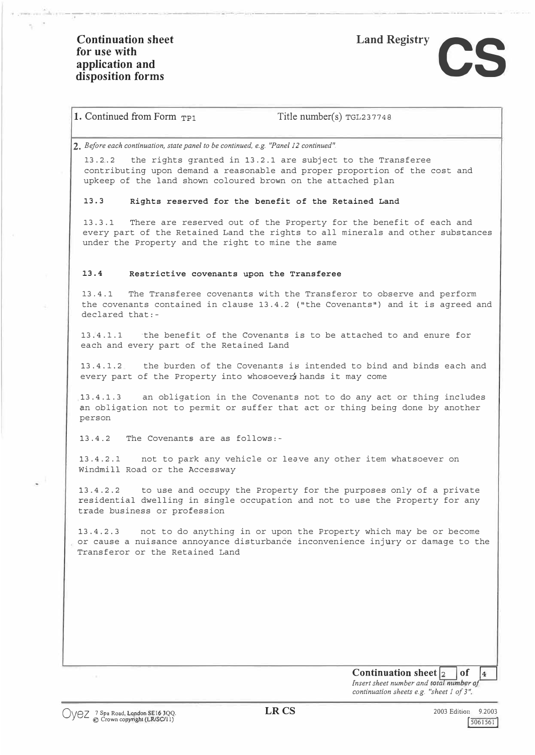**Continuation sheet for use with application and disposition forms**

**Land Registry** **CS**

1. Continued from Form TP1 Title number(s) TGL237748

2. *Before each continuation, state panel to be continued, e.g. "Panel 12 continued"*

13.2.2 the rights granted in 13.2.1 are subject to the Transferee contributing upon demand a reasonable and proper proportion of the cost and upkeep of the land shown coloured brown on the attached plan

**13.3 Rights reserved for the benefit of the Retained Land**

13.3.1 There are reserved out of the Property for the benefit of each and every part of the Retained Land the rights to all minerals and other substances under the Property and the right to mine the same

**13.4 Restrictive covenants upon the Transferee**

13.4.1 The Transferee covenants with the Transferor to observe and perform the covenants contained in clause 13.4.2 ("the Covenants") and it is agreed and declared that:-

13.4.1.1 the benefit of the Covenants is to be attached to and enure for each and every part of the Retained Land

13.4.1.2 the burden of the Covenants is intended to bind and binds each and every part of the Property into whosoever's hands it may come

13.4.1.3 an obligation in the Covenants not to do any act or thing includes an obligation not to permit or suffer that act or thing being done by another person

13.4.2 The Covenants are as follows:-

13.4.2.1 not to park any vehicle or leave any other item whatsoever on Windmill Road or the Accessway

13.4.2.2 to use and occupy the Property for the purposes only of a private residential dwelling in single occupation and not to use the Property for any trade business or profession

13.4.2.3 not to do anything in or upon the Property which may be or become or cause a nuisance annoyance disturbance inconvenience injury or damage to the Transferor or the Retained Land

**Continuation sheet** 2 **of** 4

*Insert sheet number and total number of continuation sheets e.g. "sheet 1 of 3".*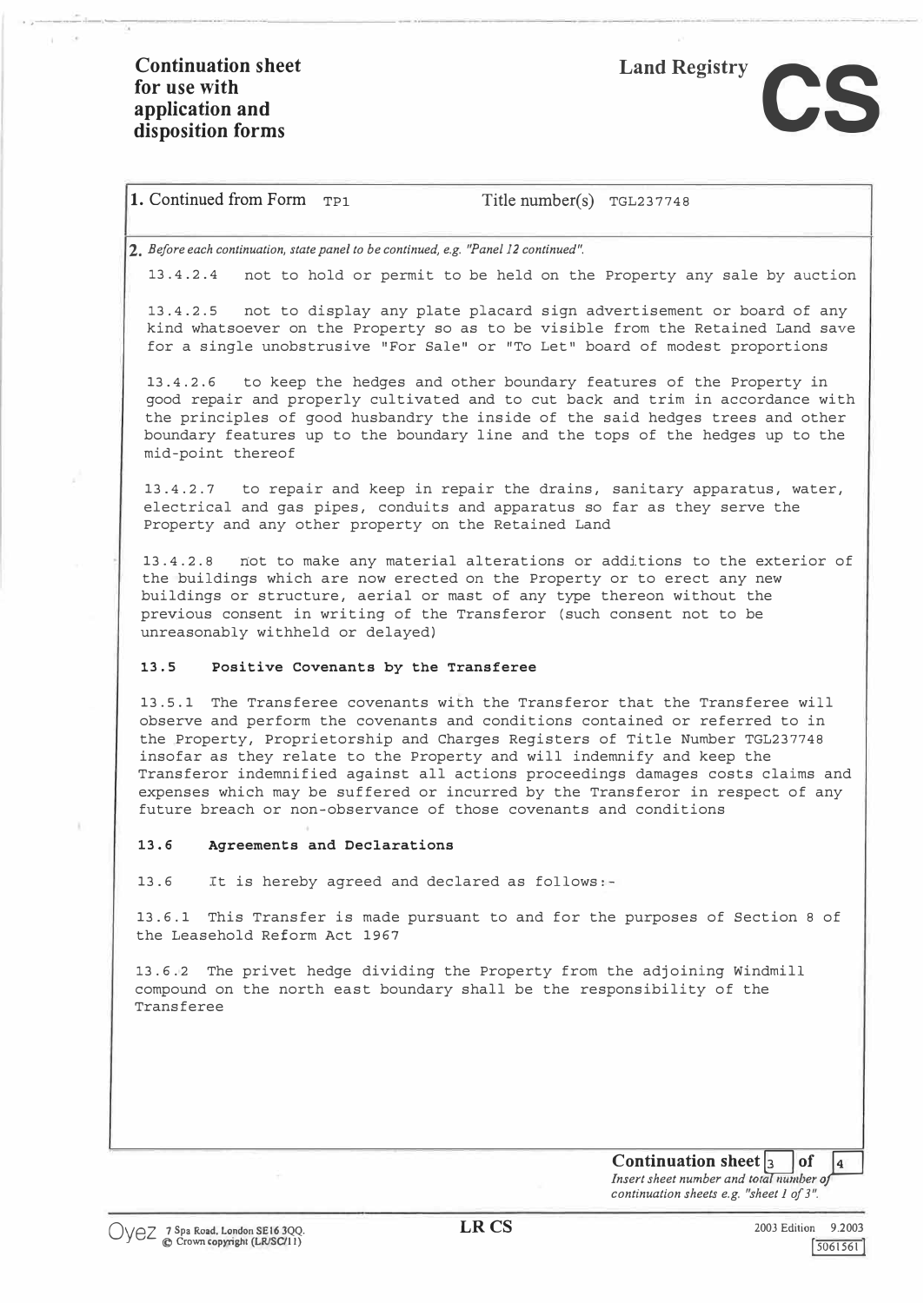# Continuation sheet for use with application and disposition forms

**Land Registry** **CS**

**1.** Continued from Form TP1 Title number(s) TGL237748

**2.** *Before each continuation, state panel to be continued, e.g. "Panel 12 continued".*

13.4.2.4 not to hold or permit to be held on the Property any sale by auction

13.4.2.5 not to display any plate placard sign advertisement or board of any kind whatsoever on the Property so as to be visible from the Retained Land save for a single unobstrusive "For Sale" or "To Let" board of modest proportions

13.4.2.6 to keep the hedges and other boundary features of the Property in good repair and properly cultivated and to cut back and trim in accordance with the principles of good husbandry the inside of the said hedges trees and other boundary features up to the boundary line and the tops of the hedges up to the mid-point thereof

13.4.2.7 to repair and keep in repair the drains, sanitary apparatus, water, electrical and gas pipes, conduits and apparatus so far as they serve the Property and any other property on the Retained Land

13.4.2.8 not to make any material alterations or additions to the exterior of the buildings which are now erected on the Property or to erect any new buildings or structure, aerial or mast of any type thereon without the previous consent in writing of the Transferor (such consent not to be unreasonably withheld or delayed)

**13.5 Positive Covenants by the Transferee**

13.5.1 The Transferee covenants with the Transferor that the Transferee will observe and perform the covenants and conditions contained or referred to in the Property, Proprietorship and Charges Registers of Title Number TGL237748 insofar as they relate to the Property and will indemnify and keep the Transferor indemnified against all actions proceedings damages costs claims and expenses which may be suffered or incurred by the Transferor in respect of any future breach or non-observance of those covenants and conditions

**13.6 Agreements and Declarations**

13.6 It is hereby agreed and declared as follows:-

13.6.1 This Transfer is made pursuant to and for the purposes of Section 8 of the Leasehold Reform Act 1967

13.6.2 The privet hedge dividing the Property from the adjoining Windmill compound on the north east boundary shall be the responsibility of the Transferee

**Continuation sheet** 3 **of** 4

*Insert sheet number and total number of continuation sheets e.g. "sheet 1 of 3".*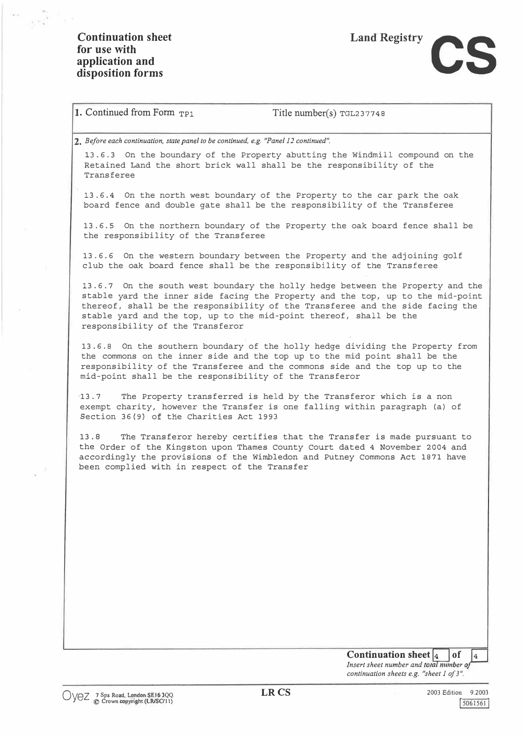**Continuation sheet for use with application and disposition forms**

**Land Registry** **CS**

1. Continued from Form TP1 Title number(s) TGL237748

2. *Before each continuation, state panel to be continued, e.g. "Panel 12 continued".*

13.6.3 On the boundary of the Property abutting the Windmill compound on the Retained Land the short brick wall shall be the responsibility of the Transferee

13.6.4 On the north west boundary of the Property to the car park the oak board fence and double gate shall be the responsibility of the Transferee

13.6.5 On the northern boundary of the Property the oak board fence shall be the responsibility of the Transferee

13.6.6 On the western boundary between the Property and the adjoining golf club the oak board fence shall be the responsibility of the Transferee

13.6.7 On the south west boundary the holly hedge between the Property and the stable yard the inner side facing the Property and the top, up to the mid-point thereof, shall be the responsibility of the Transferee and the side facing the stable yard and the top, up to the mid-point thereof, shall be the responsibility of the Transferor

13.6.8 On the southern boundary of the holly hedge dividing the Property from the commons on the inner side and the top up to the mid point shall be the responsibility of the Transferee and the commons side and the top up to the mid-point shall be the responsibility of the Transferor

13.7 The Property transferred is held by the Transferor which is a non exempt charity, however the Transfer is one falling within paragraph (a) of Section 36(9) of the Charities Act 1993

13.8 The Transferor hereby certifies that the Transfer is made pursuant to the Order of the Kingston upon Thames County Court dated 4 November 2004 and accordingly the provisions of the Wimbledon and Putney Commons Act 1871 have been complied with in respect of the Transfer

**Continuation sheet** 4 **of** 4
*Insert sheet number and total number of continuation sheets e.g. "sheet 1 of 3".*